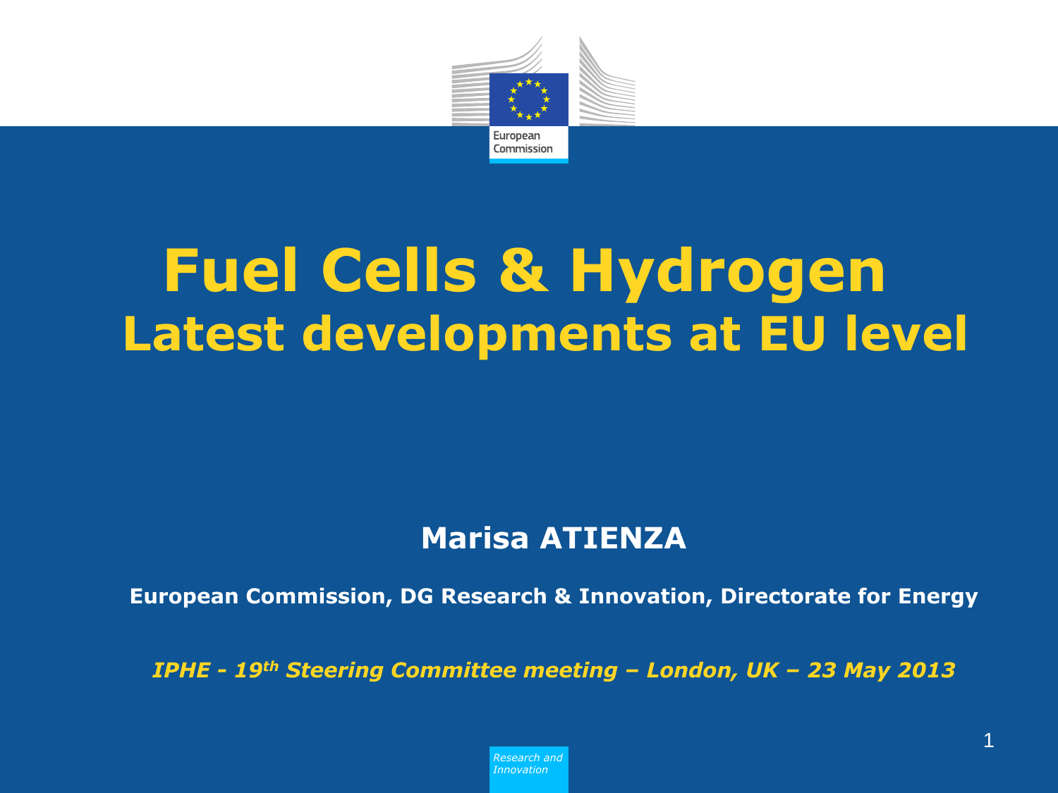European Commission

# Fuel Cells & Hydrogen
## Latest developments at EU level

**Marisa ATIENZA**

**European Commission, DG Research & Innovation, Directorate for Energy**

***IPHE - 19th Steering Committee meeting – London, UK – 23 May 2013***

*Research and Innovation*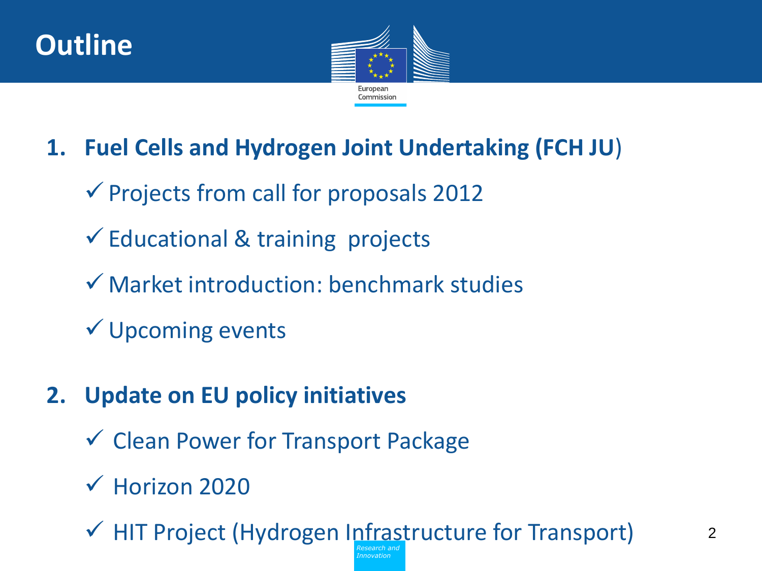# Outline

1. **Fuel Cells and Hydrogen Joint Undertaking (FCH JU)**
   - ✓ Projects from call for proposals 2012
   - ✓ Educational & training projects
   - ✓ Market introduction: benchmark studies
   - ✓ Upcoming events

2. **Update on EU policy initiatives**
   - ✓ Clean Power for Transport Package
   - ✓ Horizon 2020
   - ✓ HIT Project (Hydrogen Infrastructure for Transport)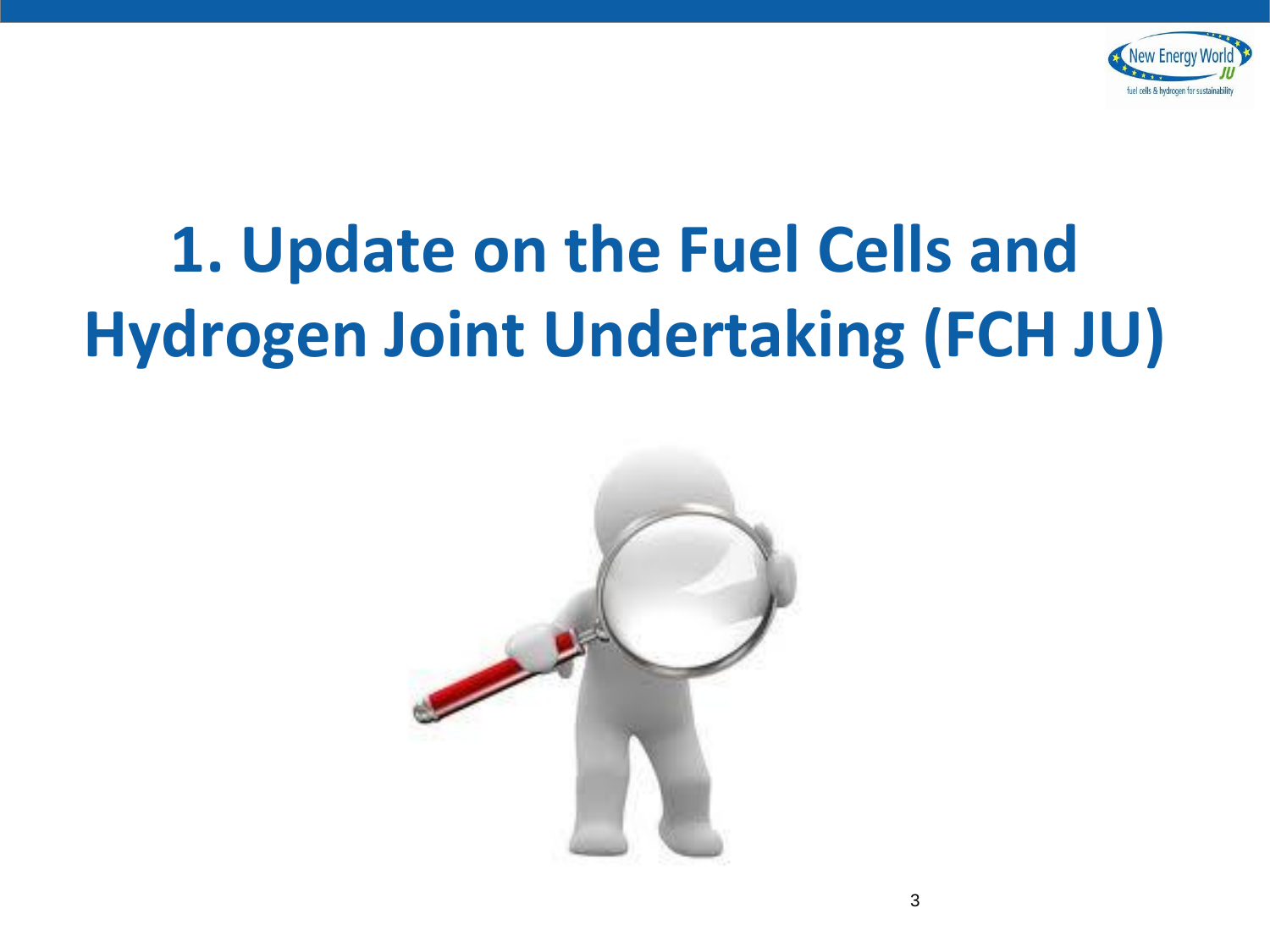# 1. Update on the Fuel Cells and Hydrogen Joint Undertaking (FCH JU)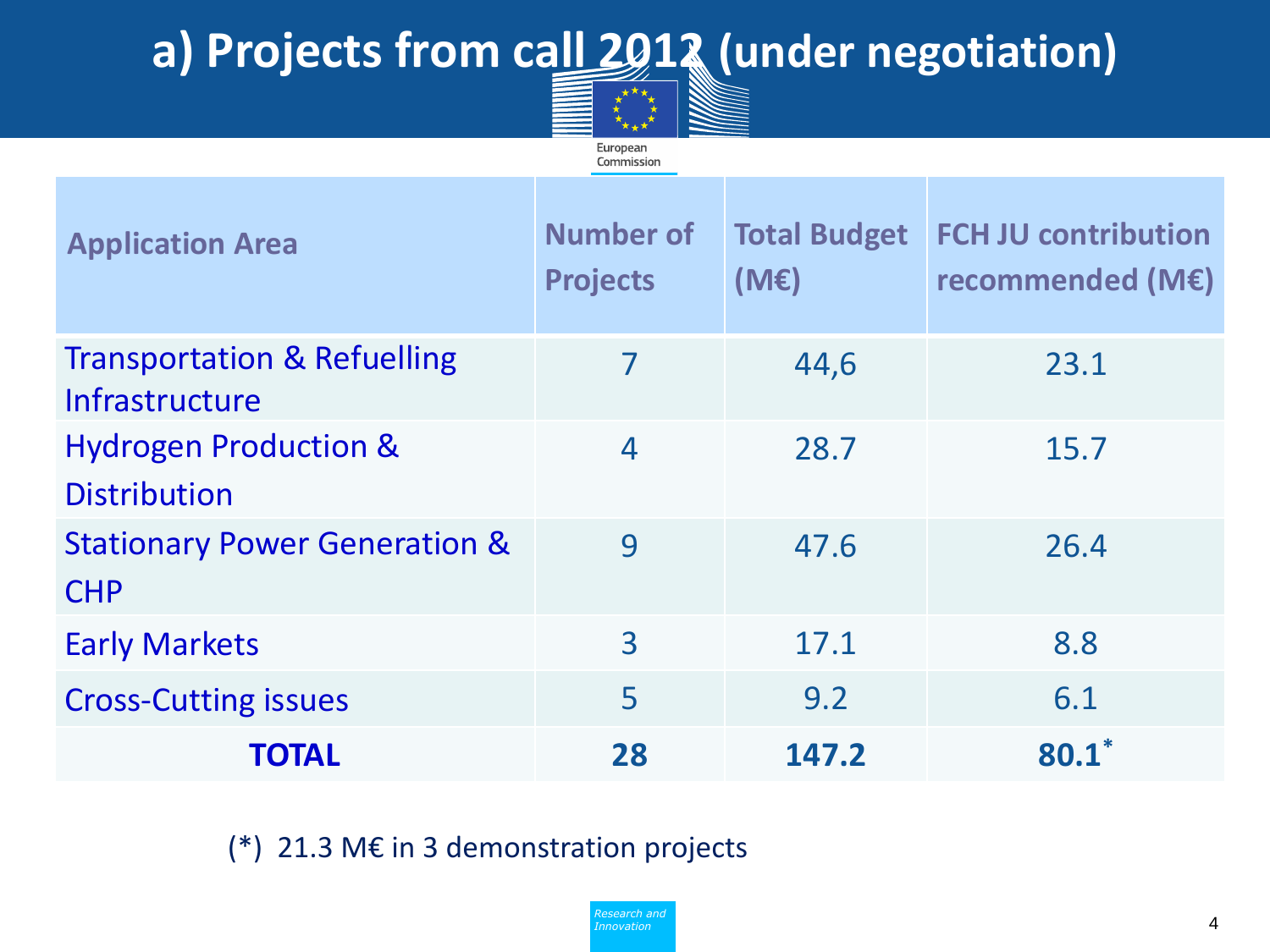# a) Projects from call 2012 (under negotiation)

| Application Area | Number of Projects | Total Budget (M€) | FCH JU contribution recommended (M€) |
|---|---|---|---|
| Transportation & Refuelling Infrastructure | 7 | 44,6 | 23.1 |
| Hydrogen Production & Distribution | 4 | 28.7 | 15.7 |
| Stationary Power Generation & CHP | 9 | 47.6 | 26.4 |
| Early Markets | 3 | 17.1 | 8.8 |
| Cross-Cutting issues | 5 | 9.2 | 6.1 |
| **TOTAL** | **28** | **147.2** | **80.1*** |

(*) 21.3 M€ in 3 demonstration projects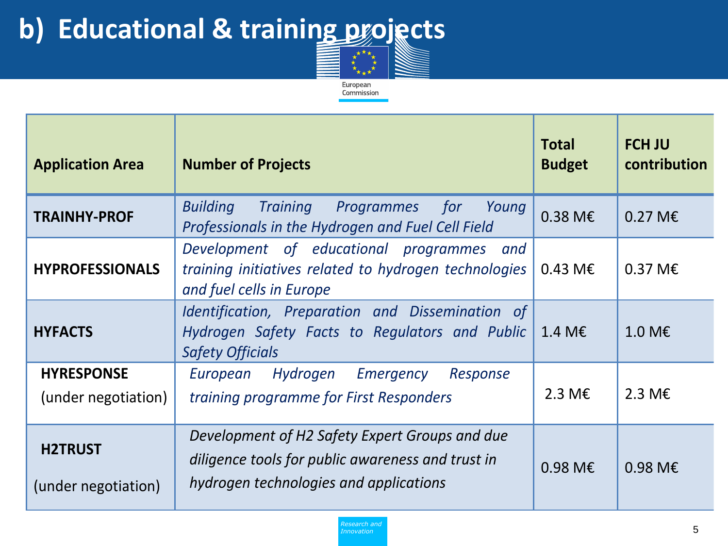# b) Educational & training projects

| Application Area | Number of Projects | Total Budget | FCH JU contribution |
|---|---|---|---|
| **TRAINHY-PROF** | *Building Training Programmes for Young Professionals in the Hydrogen and Fuel Cell Field* | 0.38 M€ | 0.27 M€ |
| **HYPROFESSIONALS** | *Development of educational programmes and training initiatives related to hydrogen technologies and fuel cells in Europe* | 0.43 M€ | 0.37 M€ |
| **HYFACTS** | *Identification, Preparation and Dissemination of Hydrogen Safety Facts to Regulators and Public Safety Officials* | 1.4 M€ | 1.0 M€ |
| **HYRESPONSE** (under negotiation) | *European Hydrogen Emergency Response training programme for First Responders* | 2.3 M€ | 2.3 M€ |
| **H2TRUST** (under negotiation) | *Development of H2 Safety Expert Groups and due diligence tools for public awareness and trust in hydrogen technologies and applications* | 0.98 M€ | 0.98 M€ |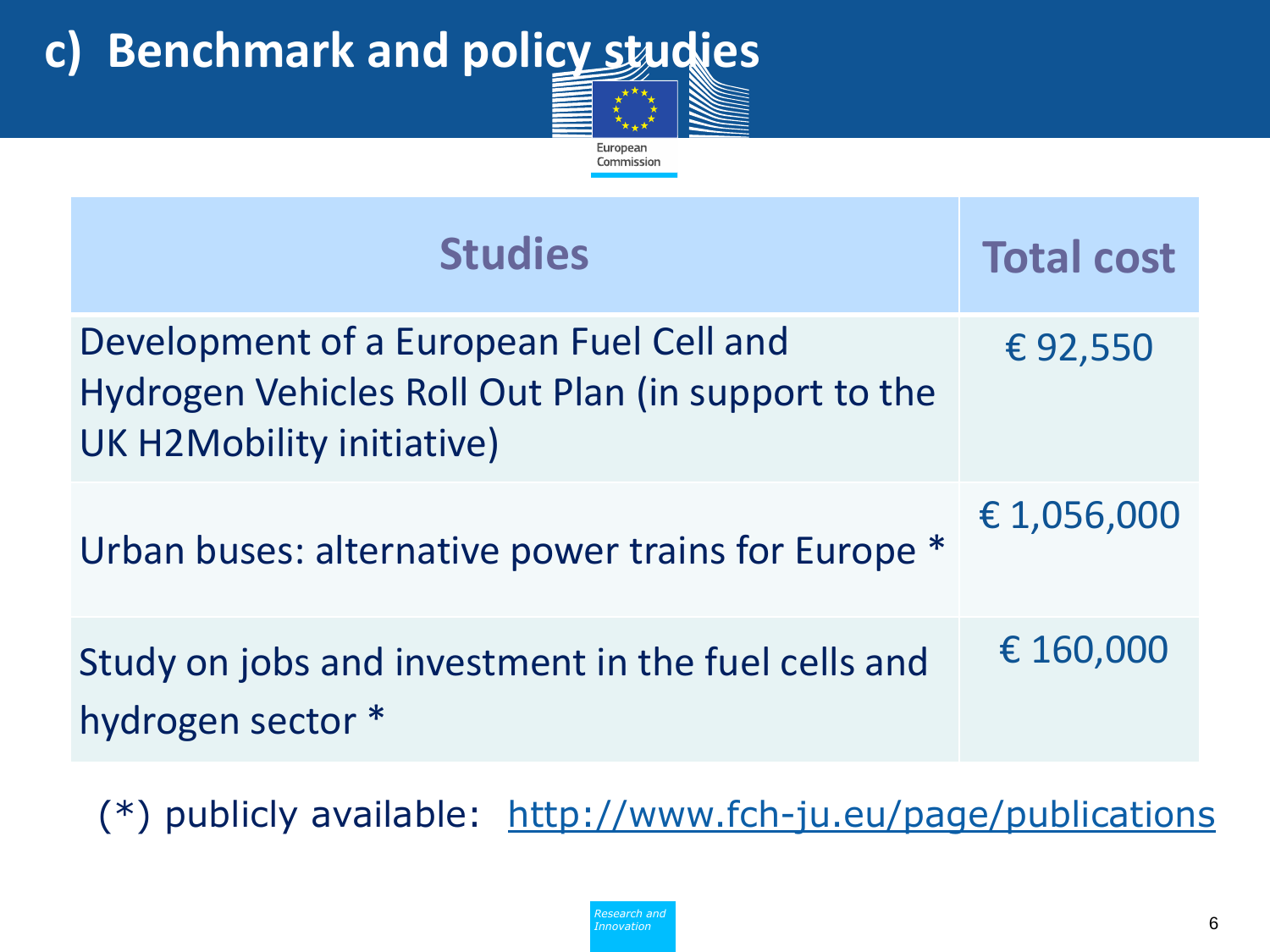# c) Benchmark and policy studies

| Studies | Total cost |
|---|---|
| Development of a European Fuel Cell and Hydrogen Vehicles Roll Out Plan (in support to the UK H2Mobility initiative) | € 92,550 |
| Urban buses: alternative power trains for Europe * | € 1,056,000 |
| Study on jobs and investment in the fuel cells and hydrogen sector * | € 160,000 |

(*) publicly available: http://www.fch-ju.eu/page/publications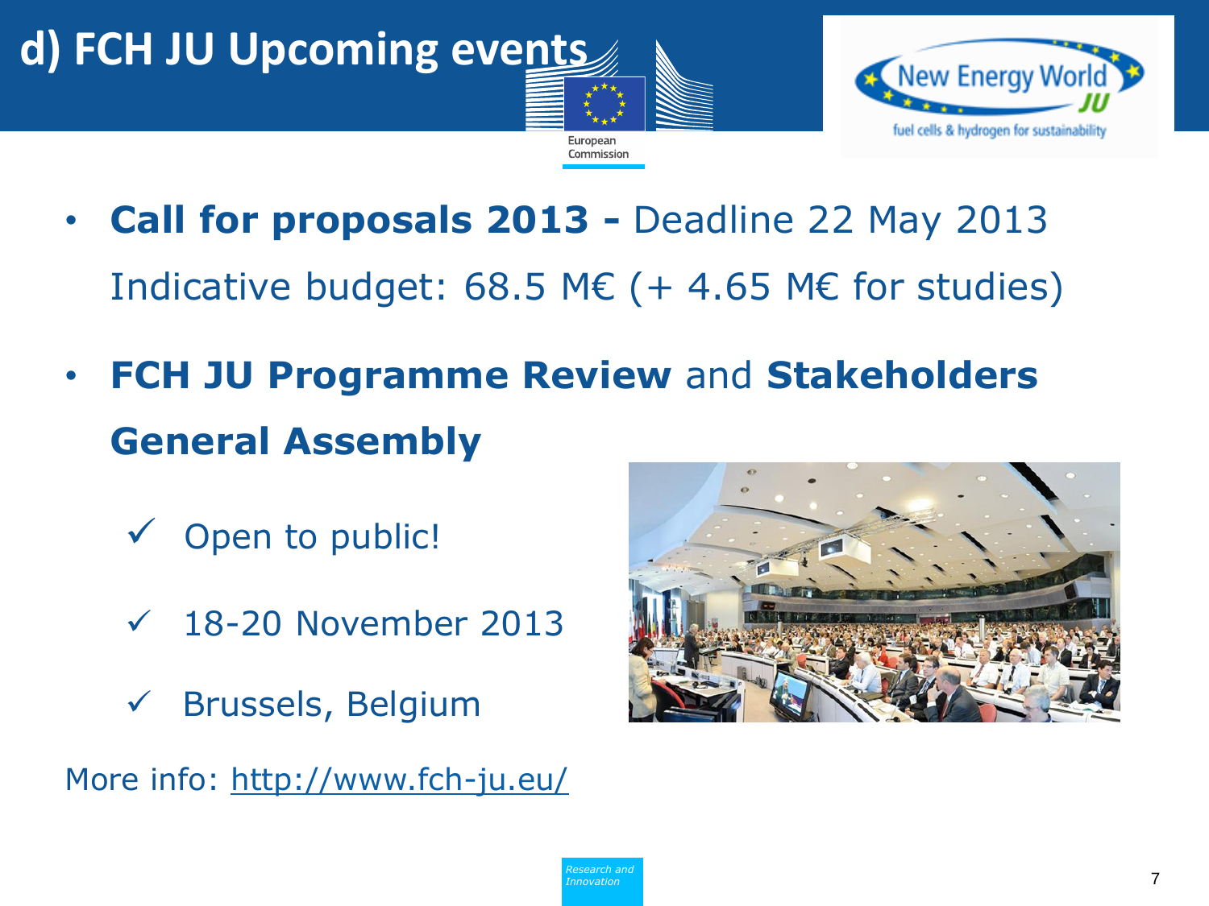# d) FCH JU Upcoming events

- **Call for proposals 2013 -** Deadline 22 May 2013
  Indicative budget: 68.5 M€ (+ 4.65 M€ for studies)

- **FCH JU Programme Review** and **Stakeholders General Assembly**
  - ✓ Open to public!
  - ✓ 18-20 November 2013
  - ✓ Brussels, Belgium

More info: http://www.fch-ju.eu/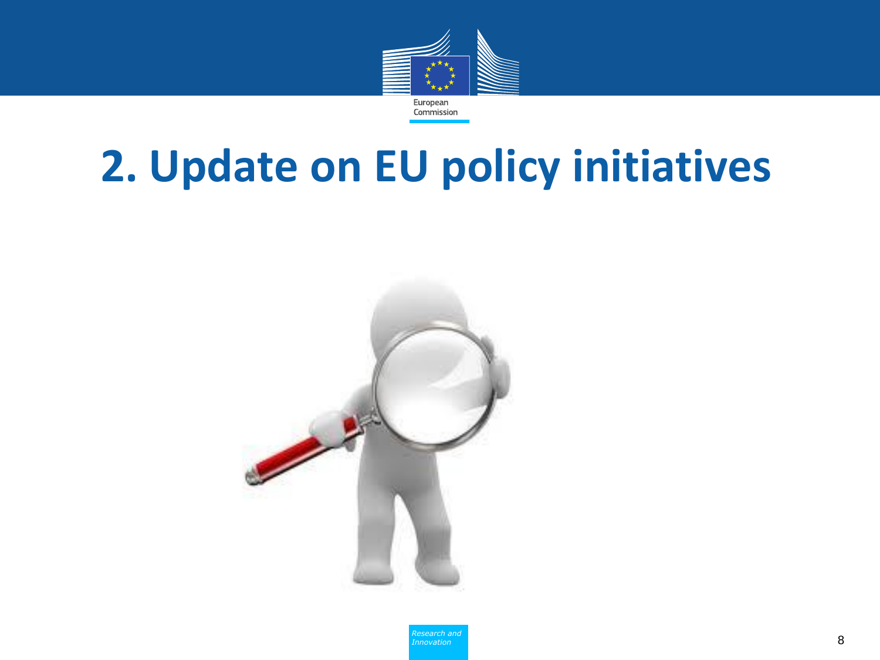# 2. Update on EU policy initiatives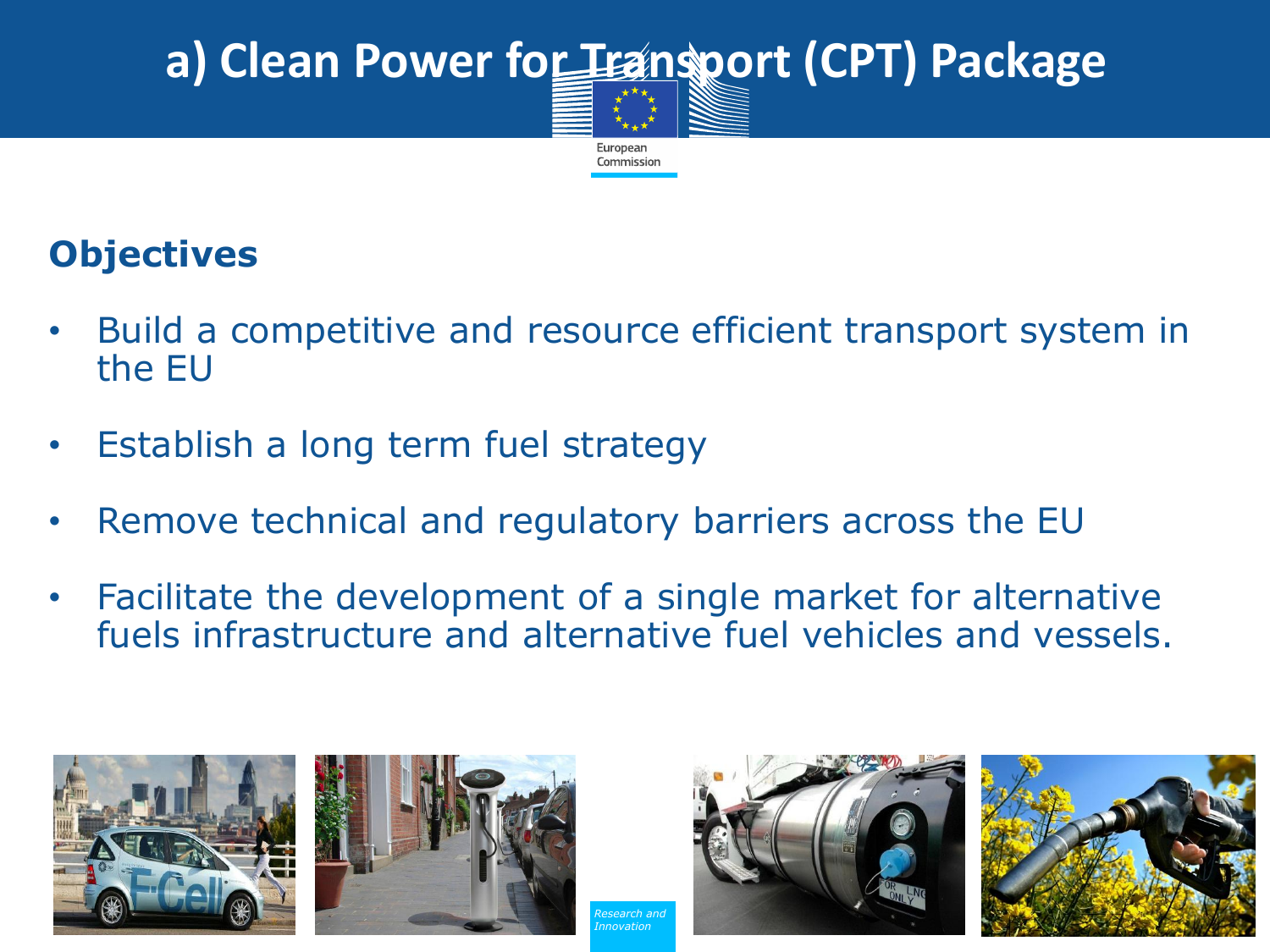# a) Clean Power for Transport (CPT) Package

## Objectives

- Build a competitive and resource efficient transport system in the EU
- Establish a long term fuel strategy
- Remove technical and regulatory barriers across the EU
- Facilitate the development of a single market for alternative fuels infrastructure and alternative fuel vehicles and vessels.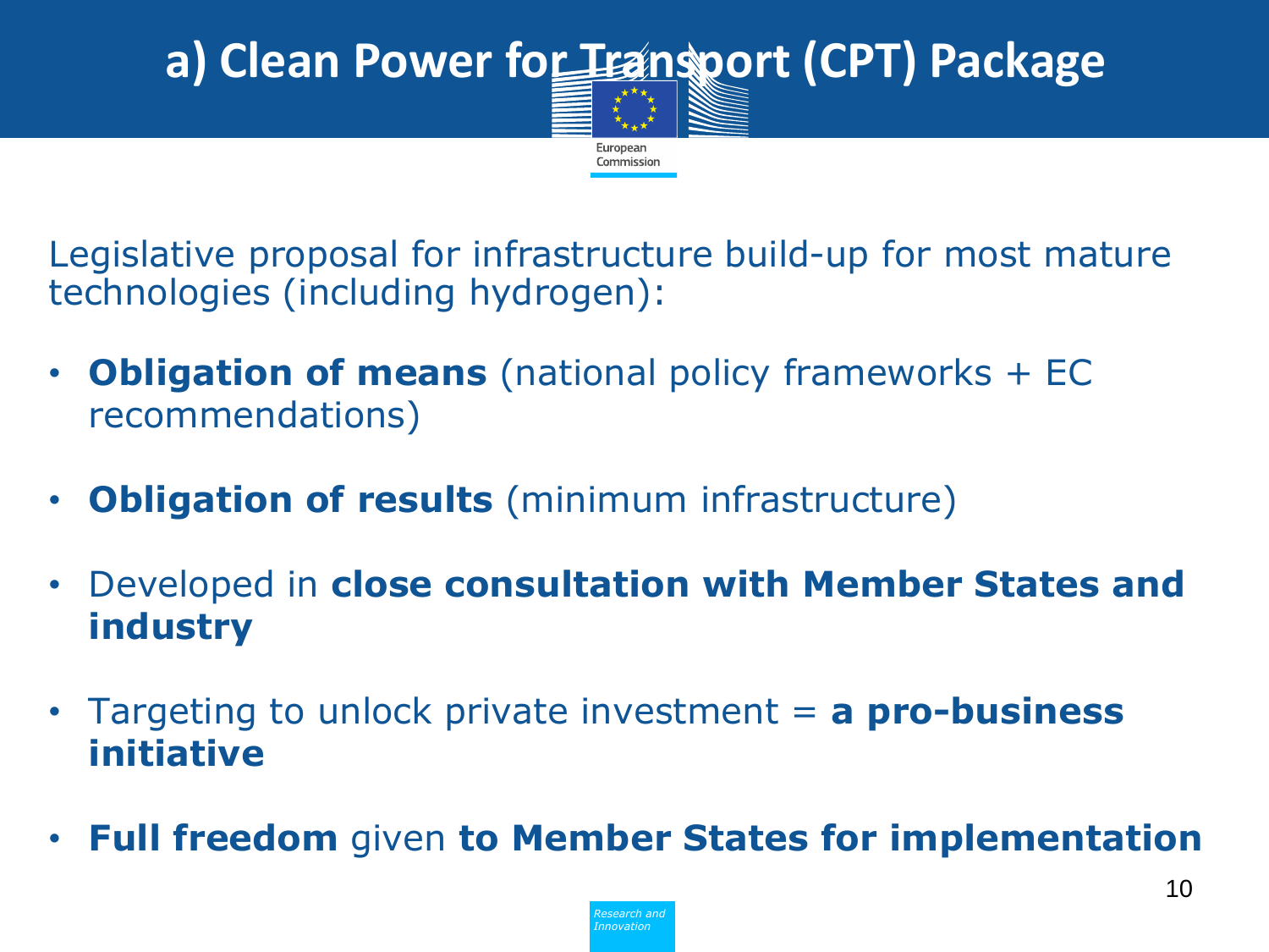# a) Clean Power for Transport (CPT) Package

Legislative proposal for infrastructure build-up for most mature technologies (including hydrogen):

- **Obligation of means** (national policy frameworks + EC recommendations)
- **Obligation of results** (minimum infrastructure)
- Developed in **close consultation with Member States and industry**
- Targeting to unlock private investment = **a pro-business initiative**
- **Full freedom** given **to Member States for implementation**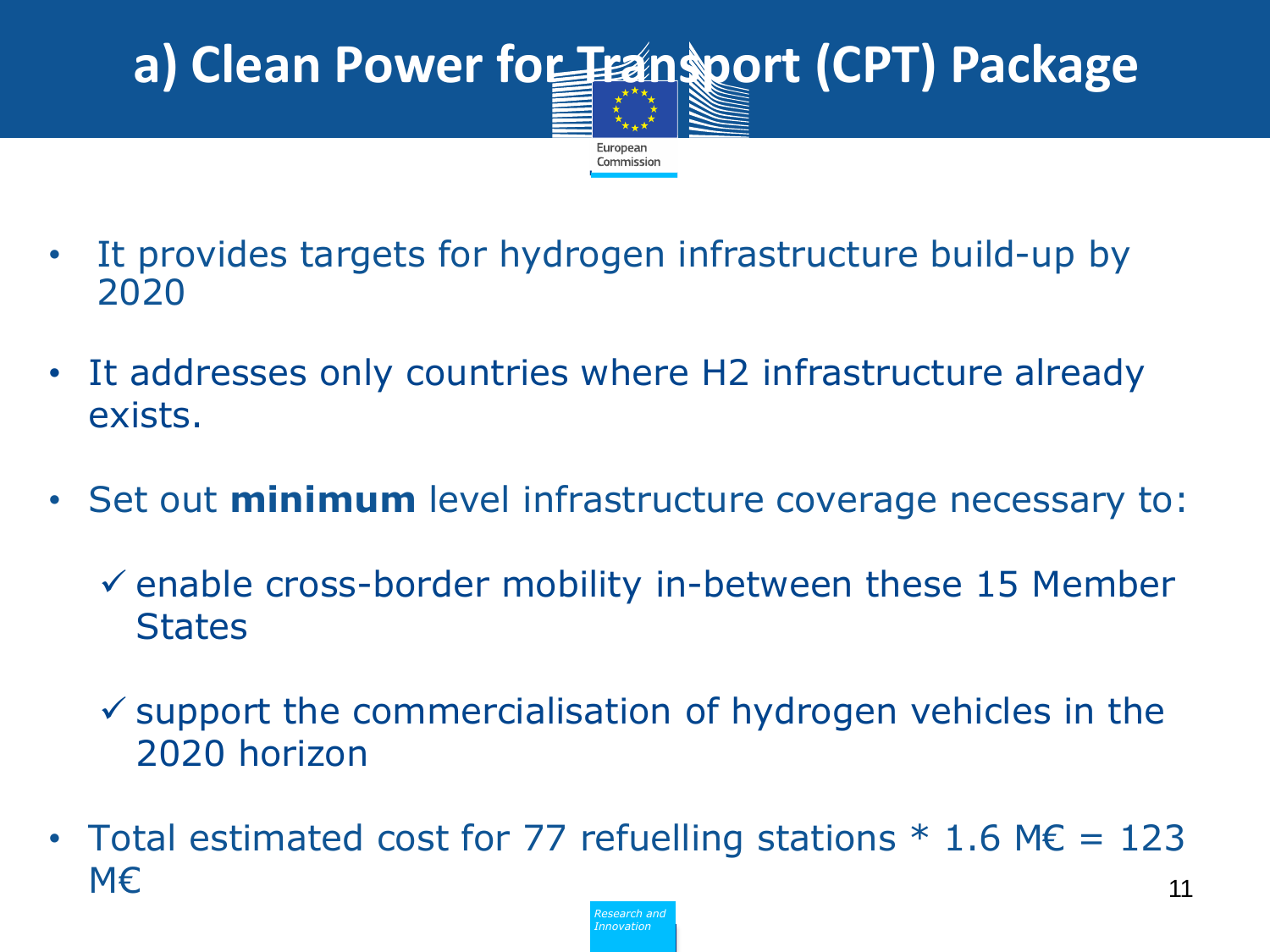# a) Clean Power for Transport (CPT) Package

- It provides targets for hydrogen infrastructure build-up by 2020
- It addresses only countries where H2 infrastructure already exists.
- Set out **minimum** level infrastructure coverage necessary to:
  - ✓ enable cross-border mobility in-between these 15 Member States
  - ✓ support the commercialisation of hydrogen vehicles in the 2020 horizon
- Total estimated cost for 77 refuelling stations * 1.6 M€ = 123 M€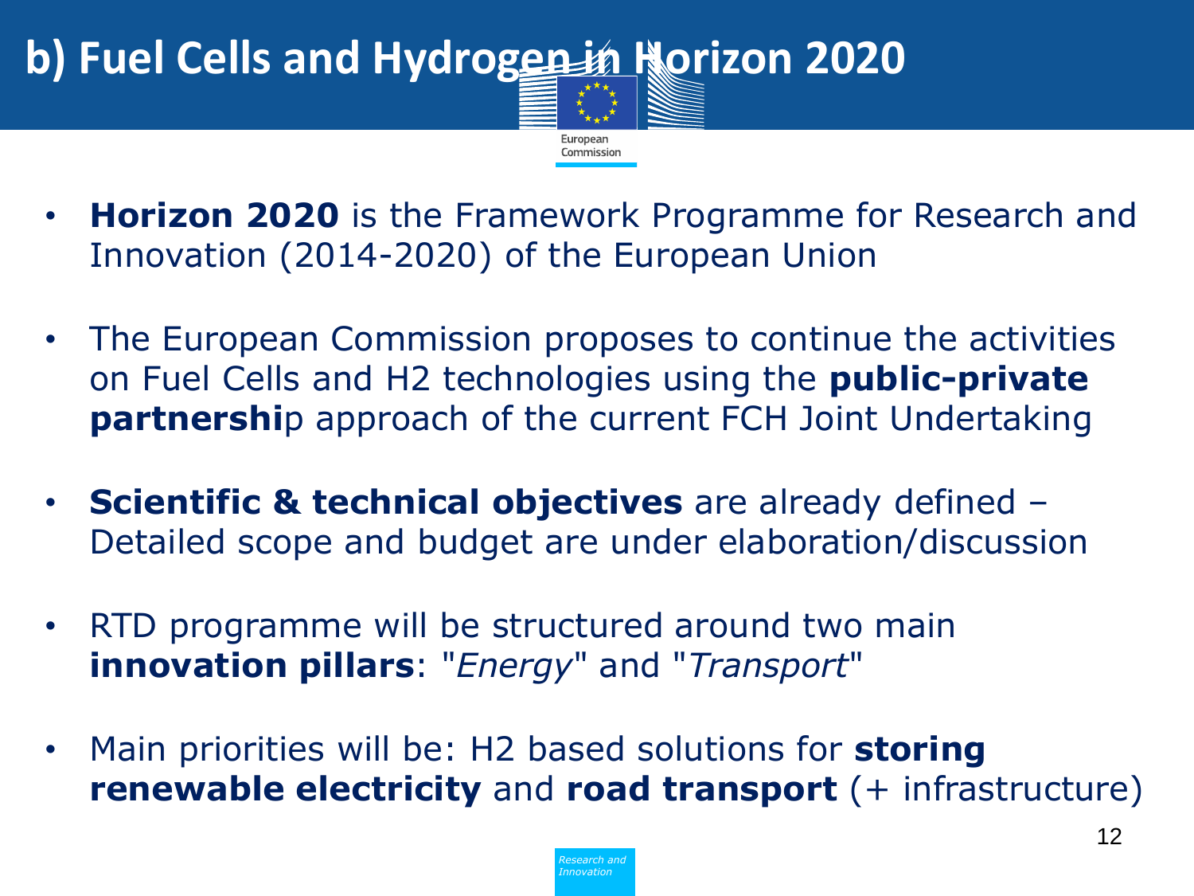# b) Fuel Cells and Hydrogen in Horizon 2020

- **Horizon 2020** is the Framework Programme for Research and Innovation (2014-2020) of the European Union
- The European Commission proposes to continue the activities on Fuel Cells and H2 technologies using the **public-private partnershi**p approach of the current FCH Joint Undertaking
- **Scientific & technical objectives** are already defined – Detailed scope and budget are under elaboration/discussion
- RTD programme will be structured around two main **innovation pillars**: "*Energy*" and "*Transport*"
- Main priorities will be: H2 based solutions for **storing renewable electricity** and **road transport** (+ infrastructure)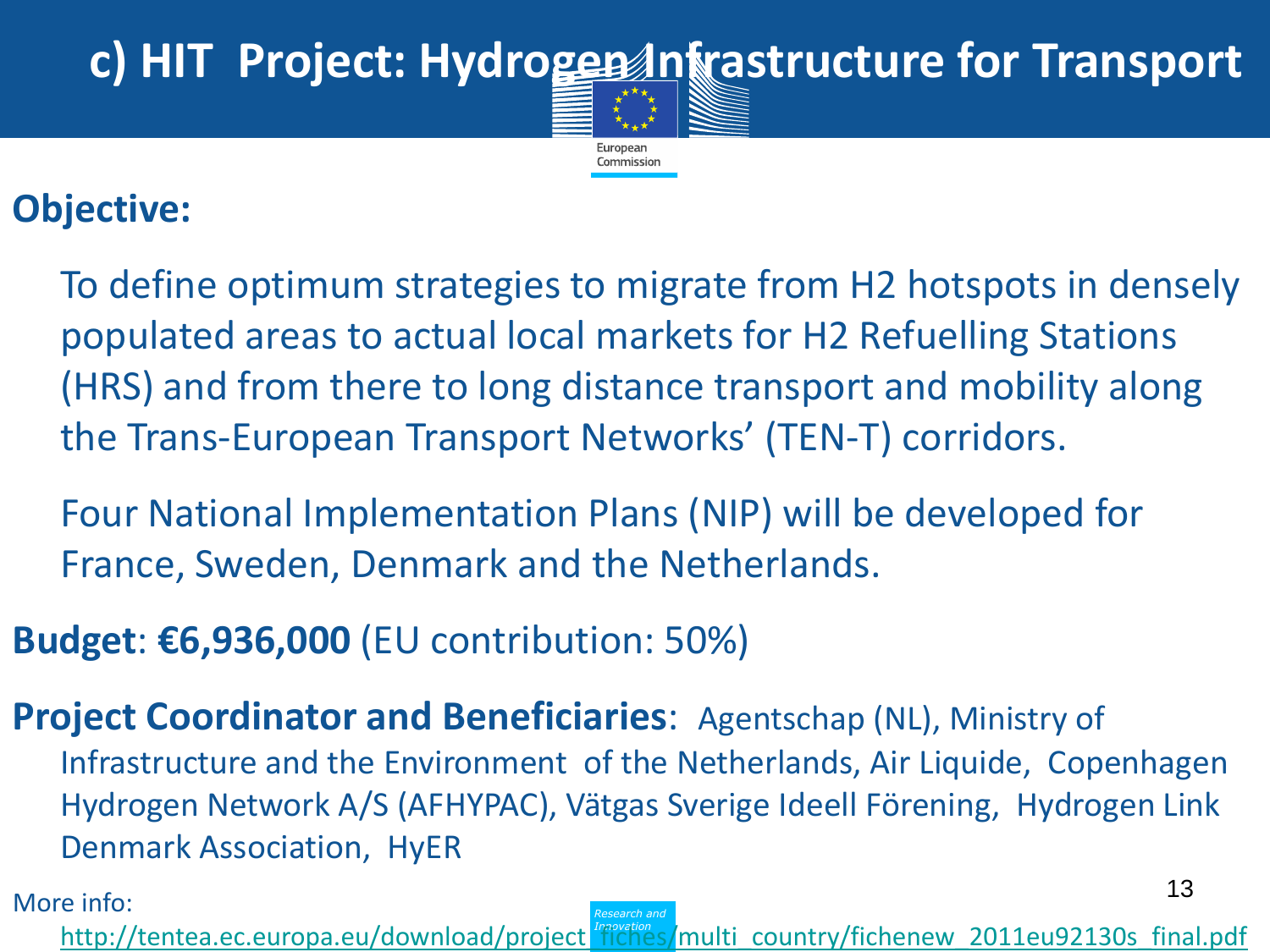# c) HIT Project: Hydrogen Infrastructure for Transport

**Objective:**

To define optimum strategies to migrate from H2 hotspots in densely populated areas to actual local markets for H2 Refuelling Stations (HRS) and from there to long distance transport and mobility along the Trans-European Transport Networks' (TEN-T) corridors.

Four National Implementation Plans (NIP) will be developed for France, Sweden, Denmark and the Netherlands.

**Budget**: **€6,936,000** (EU contribution: 50%)

**Project Coordinator and Beneficiaries**: Agentschap (NL), Ministry of Infrastructure and the Environment of the Netherlands, Air Liquide, Copenhagen Hydrogen Network A/S (AFHYPAC), Vätgas Sverige Ideell Förening, Hydrogen Link Denmark Association, HyER

More info:

http://tentea.ec.europa.eu/download/project_fiches/multi_country/fichenew_2011eu92130s_final.pdf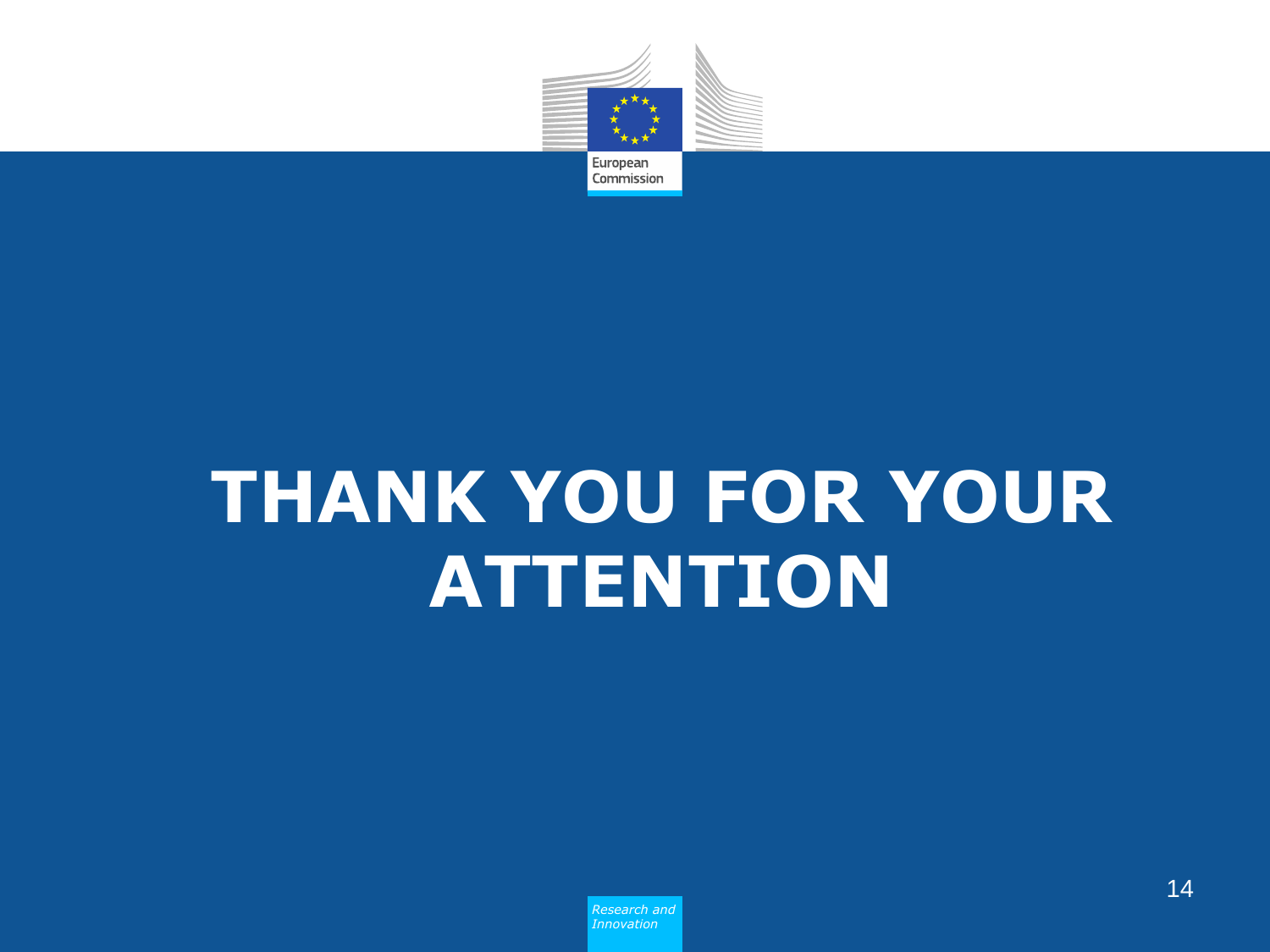European Commission

# THANK YOU FOR YOUR ATTENTION

*Research and Innovation*